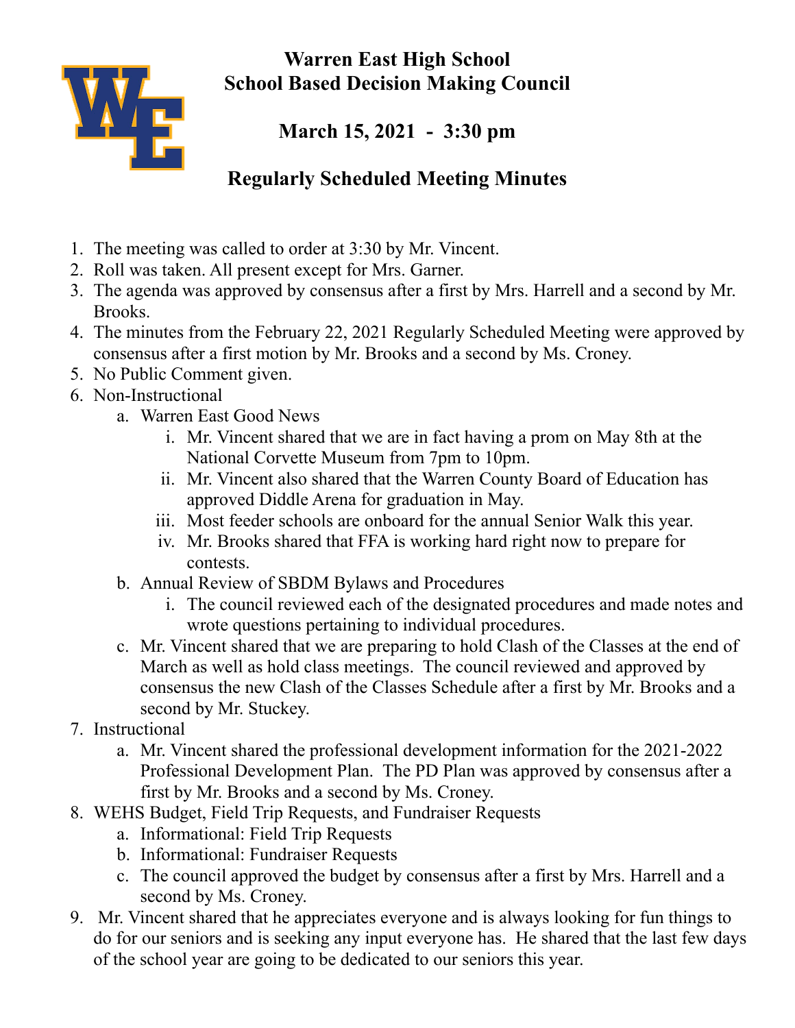# Warren East High School
# School Based Decision Making Council

## March 15, 2021 - 3:30 pm

## Regularly Scheduled Meeting Minutes

1. The meeting was called to order at 3:30 by Mr. Vincent.
2. Roll was taken. All present except for Mrs. Garner.
3. The agenda was approved by consensus after a first by Mrs. Harrell and a second by Mr. Brooks.
4. The minutes from the February 22, 2021 Regularly Scheduled Meeting were approved by consensus after a first motion by Mr. Brooks and a second by Ms. Croney.
5. No Public Comment given.
6. Non-Instructional
   a. Warren East Good News
      i. Mr. Vincent shared that we are in fact having a prom on May 8th at the National Corvette Museum from 7pm to 10pm.
      ii. Mr. Vincent also shared that the Warren County Board of Education has approved Diddle Arena for graduation in May.
      iii. Most feeder schools are onboard for the annual Senior Walk this year.
      iv. Mr. Brooks shared that FFA is working hard right now to prepare for contests.
   b. Annual Review of SBDM Bylaws and Procedures
      i. The council reviewed each of the designated procedures and made notes and wrote questions pertaining to individual procedures.
   c. Mr. Vincent shared that we are preparing to hold Clash of the Classes at the end of March as well as hold class meetings. The council reviewed and approved by consensus the new Clash of the Classes Schedule after a first by Mr. Brooks and a second by Mr. Stuckey.
7. Instructional
   a. Mr. Vincent shared the professional development information for the 2021-2022 Professional Development Plan. The PD Plan was approved by consensus after a first by Mr. Brooks and a second by Ms. Croney.
8. WEHS Budget, Field Trip Requests, and Fundraiser Requests
   a. Informational: Field Trip Requests
   b. Informational: Fundraiser Requests
   c. The council approved the budget by consensus after a first by Mrs. Harrell and a second by Ms. Croney.
9. Mr. Vincent shared that he appreciates everyone and is always looking for fun things to do for our seniors and is seeking any input everyone has. He shared that the last few days of the school year are going to be dedicated to our seniors this year.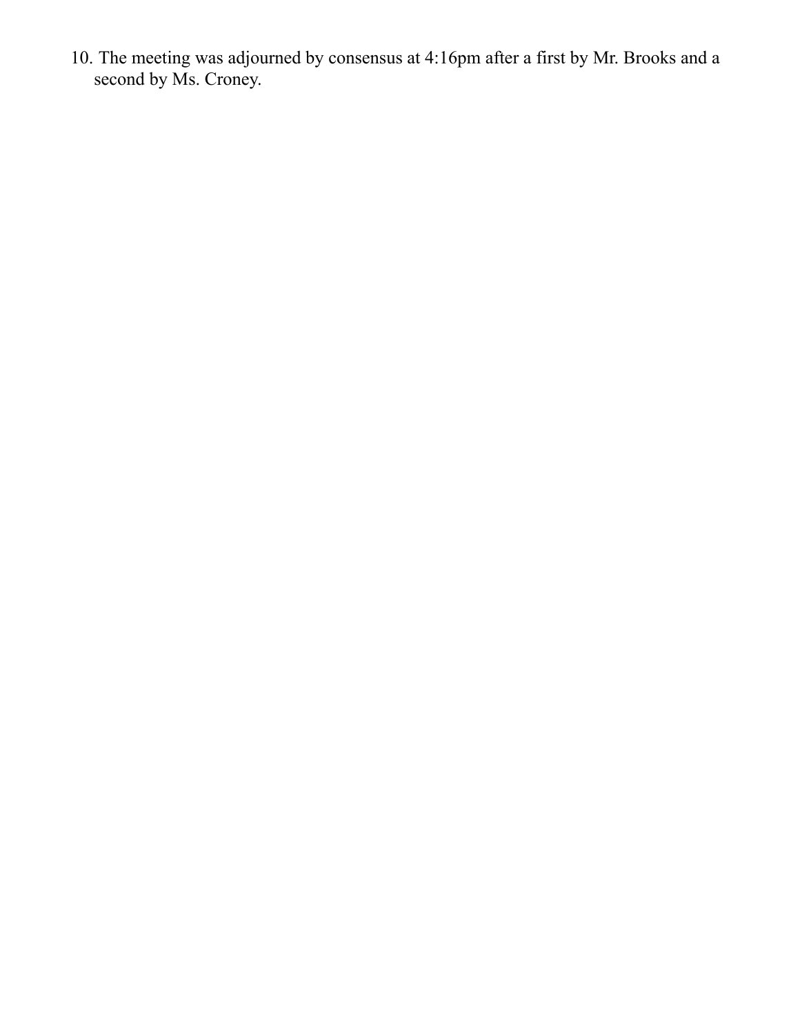10. The meeting was adjourned by consensus at 4:16pm after a first by Mr. Brooks and a second by Ms. Croney.